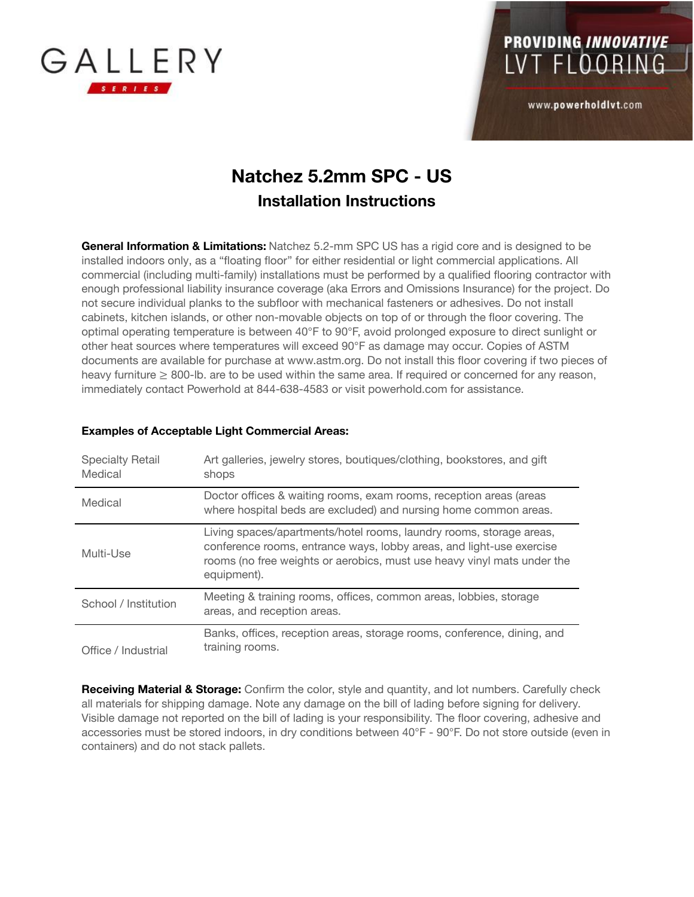GALLERY

SERIES

PROVIDING *INNOVATIVE* LVT FLOORING

www.powerholdlvt.com

# Natchez 5.2mm SPC - US

## Installation Instructions

**General Information & Limitations:** Natchez 5.2-mm SPC US has a rigid core and is designed to be installed indoors only, as a "floating floor" for either residential or light commercial applications. All commercial (including multi-family) installations must be performed by a qualified flooring contractor with enough professional liability insurance coverage (aka Errors and Omissions Insurance) for the project. Do not secure individual planks to the subfloor with mechanical fasteners or adhesives. Do not install cabinets, kitchen islands, or other non-movable objects on top of or through the floor covering. The optimal operating temperature is between 40°F to 90°F, avoid prolonged exposure to direct sunlight or other heat sources where temperatures will exceed 90°F as damage may occur. Copies of ASTM documents are available for purchase at www.astm.org. Do not install this floor covering if two pieces of heavy furniture ≥ 800-lb. are to be used within the same area. If required or concerned for any reason, immediately contact Powerhold at 844-638-4583 or visit powerhold.com for assistance.

**Examples of Acceptable Light Commercial Areas:**

| | |
|---|---|
| Specialty Retail Medical | Art galleries, jewelry stores, boutiques/clothing, bookstores, and gift shops |
| Medical | Doctor offices & waiting rooms, exam rooms, reception areas (areas where hospital beds are excluded) and nursing home common areas. |
| Multi-Use | Living spaces/apartments/hotel rooms, laundry rooms, storage areas, conference rooms, entrance ways, lobby areas, and light-use exercise rooms (no free weights or aerobics, must use heavy vinyl mats under the equipment). |
| School / Institution | Meeting & training rooms, offices, common areas, lobbies, storage areas, and reception areas. |
| Office / Industrial | Banks, offices, reception areas, storage rooms, conference, dining, and training rooms. |

**Receiving Material & Storage:** Confirm the color, style and quantity, and lot numbers. Carefully check all materials for shipping damage. Note any damage on the bill of lading before signing for delivery. Visible damage not reported on the bill of lading is your responsibility. The floor covering, adhesive and accessories must be stored indoors, in dry conditions between 40°F - 90°F. Do not store outside (even in containers) and do not stack pallets.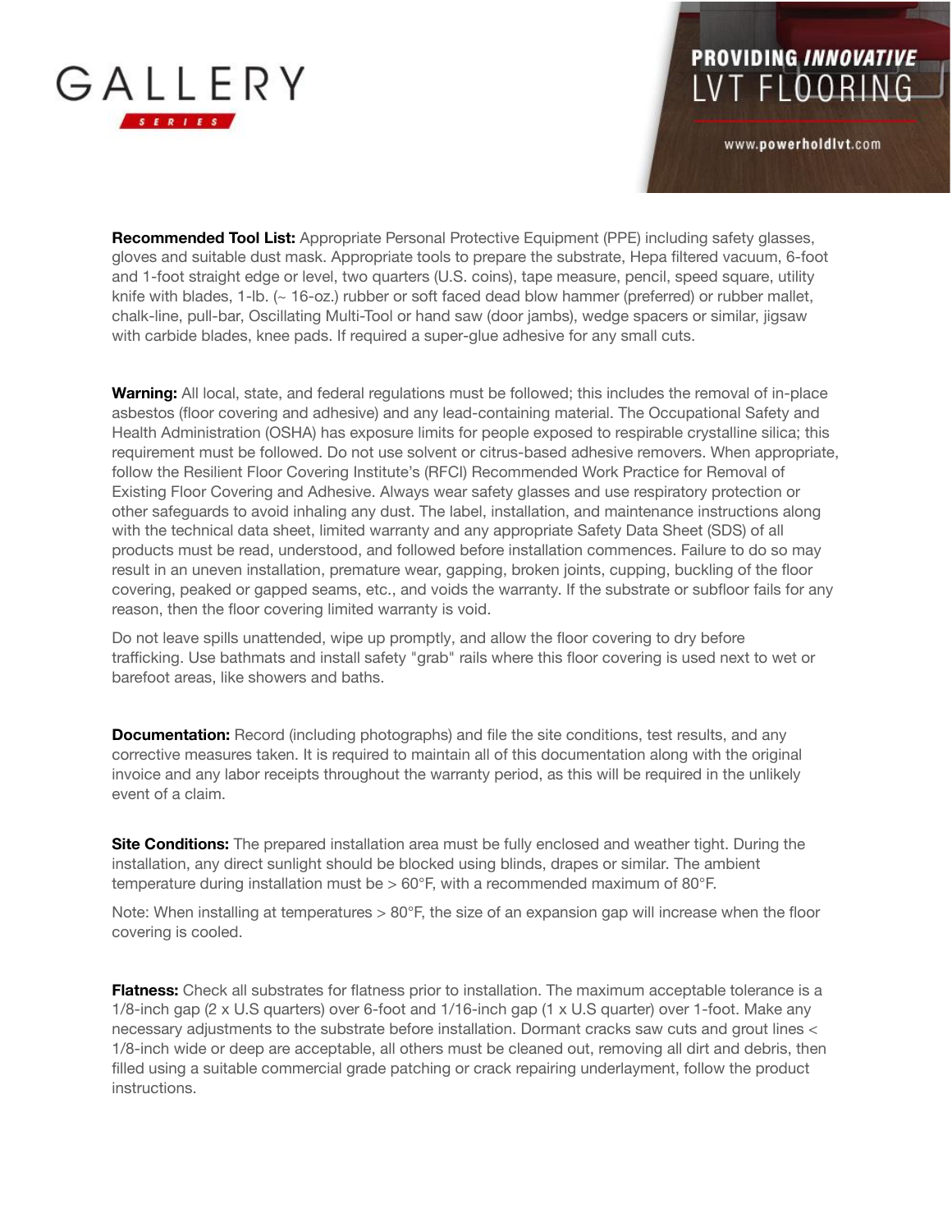**Recommended Tool List:** Appropriate Personal Protective Equipment (PPE) including safety glasses, gloves and suitable dust mask. Appropriate tools to prepare the substrate, Hepa filtered vacuum, 6-foot and 1-foot straight edge or level, two quarters (U.S. coins), tape measure, pencil, speed square, utility knife with blades, 1-lb. (~ 16-oz.) rubber or soft faced dead blow hammer (preferred) or rubber mallet, chalk-line, pull-bar, Oscillating Multi-Tool or hand saw (door jambs), wedge spacers or similar, jigsaw with carbide blades, knee pads. If required a super-glue adhesive for any small cuts.

**Warning:** All local, state, and federal regulations must be followed; this includes the removal of in-place asbestos (floor covering and adhesive) and any lead-containing material. The Occupational Safety and Health Administration (OSHA) has exposure limits for people exposed to respirable crystalline silica; this requirement must be followed. Do not use solvent or citrus-based adhesive removers. When appropriate, follow the Resilient Floor Covering Institute's (RFCI) Recommended Work Practice for Removal of Existing Floor Covering and Adhesive. Always wear safety glasses and use respiratory protection or other safeguards to avoid inhaling any dust. The label, installation, and maintenance instructions along with the technical data sheet, limited warranty and any appropriate Safety Data Sheet (SDS) of all products must be read, understood, and followed before installation commences. Failure to do so may result in an uneven installation, premature wear, gapping, broken joints, cupping, buckling of the floor covering, peaked or gapped seams, etc., and voids the warranty. If the substrate or subfloor fails for any reason, then the floor covering limited warranty is void.

Do not leave spills unattended, wipe up promptly, and allow the floor covering to dry before trafficking. Use bathmats and install safety "grab" rails where this floor covering is used next to wet or barefoot areas, like showers and baths.

**Documentation:** Record (including photographs) and file the site conditions, test results, and any corrective measures taken. It is required to maintain all of this documentation along with the original invoice and any labor receipts throughout the warranty period, as this will be required in the unlikely event of a claim.

**Site Conditions:** The prepared installation area must be fully enclosed and weather tight. During the installation, any direct sunlight should be blocked using blinds, drapes or similar. The ambient temperature during installation must be > 60°F, with a recommended maximum of 80°F.

Note: When installing at temperatures > 80°F, the size of an expansion gap will increase when the floor covering is cooled.

**Flatness:** Check all substrates for flatness prior to installation. The maximum acceptable tolerance is a 1/8-inch gap (2 x U.S quarters) over 6-foot and 1/16-inch gap (1 x U.S quarter) over 1-foot. Make any necessary adjustments to the substrate before installation. Dormant cracks saw cuts and grout lines < 1/8-inch wide or deep are acceptable, all others must be cleaned out, removing all dirt and debris, then filled using a suitable commercial grade patching or crack repairing underlayment, follow the product instructions.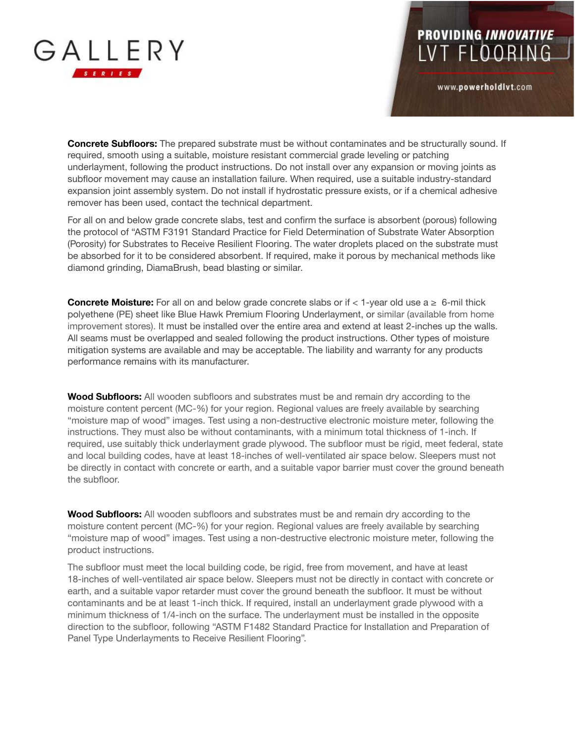**Concrete Subfloors:** The prepared substrate must be without contaminates and be structurally sound. If required, smooth using a suitable, moisture resistant commercial grade leveling or patching underlayment, following the product instructions. Do not install over any expansion or moving joints as subfloor movement may cause an installation failure. When required, use a suitable industry-standard expansion joint assembly system. Do not install if hydrostatic pressure exists, or if a chemical adhesive remover has been used, contact the technical department.

For all on and below grade concrete slabs, test and confirm the surface is absorbent (porous) following the protocol of "ASTM F3191 Standard Practice for Field Determination of Substrate Water Absorption (Porosity) for Substrates to Receive Resilient Flooring. The water droplets placed on the substrate must be absorbed for it to be considered absorbent. If required, make it porous by mechanical methods like diamond grinding, DiamaBrush, bead blasting or similar.

**Concrete Moisture:** For all on and below grade concrete slabs or if < 1-year old use a ≥ 6-mil thick polyethene (PE) sheet like Blue Hawk Premium Flooring Underlayment, or similar (available from home improvement stores). It must be installed over the entire area and extend at least 2-inches up the walls. All seams must be overlapped and sealed following the product instructions. Other types of moisture mitigation systems are available and may be acceptable. The liability and warranty for any products performance remains with its manufacturer.

**Wood Subfloors:** All wooden subfloors and substrates must be and remain dry according to the moisture content percent (MC-%) for your region. Regional values are freely available by searching "moisture map of wood" images. Test using a non-destructive electronic moisture meter, following the instructions. They must also be without contaminants, with a minimum total thickness of 1-inch. If required, use suitably thick underlayment grade plywood. The subfloor must be rigid, meet federal, state and local building codes, have at least 18-inches of well-ventilated air space below. Sleepers must not be directly in contact with concrete or earth, and a suitable vapor barrier must cover the ground beneath the subfloor.

**Wood Subfloors:** All wooden subfloors and substrates must be and remain dry according to the moisture content percent (MC-%) for your region. Regional values are freely available by searching "moisture map of wood" images. Test using a non-destructive electronic moisture meter, following the product instructions.

The subfloor must meet the local building code, be rigid, free from movement, and have at least 18-inches of well-ventilated air space below. Sleepers must not be directly in contact with concrete or earth, and a suitable vapor retarder must cover the ground beneath the subfloor. It must be without contaminants and be at least 1-inch thick. If required, install an underlayment grade plywood with a minimum thickness of 1/4-inch on the surface. The underlayment must be installed in the opposite direction to the subfloor, following "ASTM F1482 Standard Practice for Installation and Preparation of Panel Type Underlayments to Receive Resilient Flooring".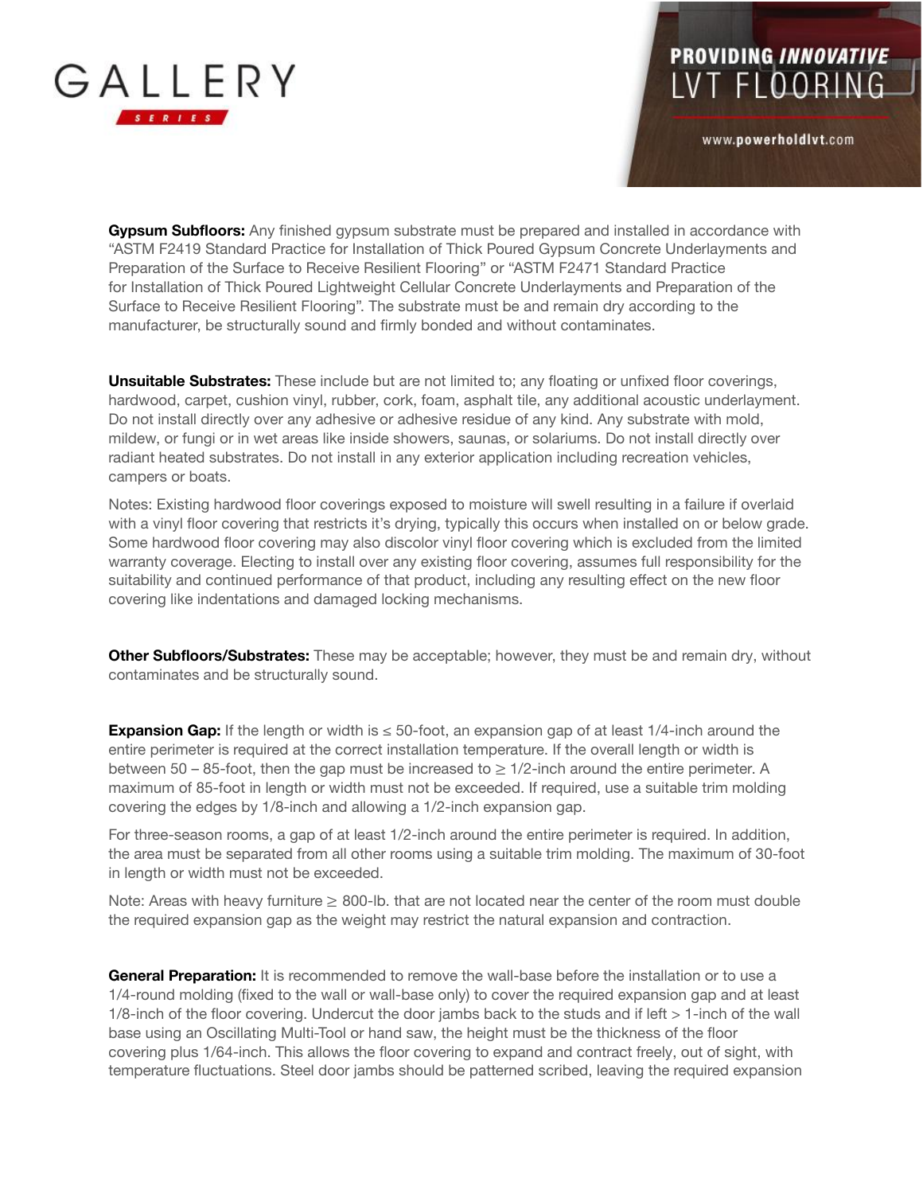**Gypsum Subfloors:** Any finished gypsum substrate must be prepared and installed in accordance with "ASTM F2419 Standard Practice for Installation of Thick Poured Gypsum Concrete Underlayments and Preparation of the Surface to Receive Resilient Flooring" or "ASTM F2471 Standard Practice for Installation of Thick Poured Lightweight Cellular Concrete Underlayments and Preparation of the Surface to Receive Resilient Flooring". The substrate must be and remain dry according to the manufacturer, be structurally sound and firmly bonded and without contaminates.

**Unsuitable Substrates:** These include but are not limited to; any floating or unfixed floor coverings, hardwood, carpet, cushion vinyl, rubber, cork, foam, asphalt tile, any additional acoustic underlayment. Do not install directly over any adhesive or adhesive residue of any kind. Any substrate with mold, mildew, or fungi or in wet areas like inside showers, saunas, or solariums. Do not install directly over radiant heated substrates. Do not install in any exterior application including recreation vehicles, campers or boats.

Notes: Existing hardwood floor coverings exposed to moisture will swell resulting in a failure if overlaid with a vinyl floor covering that restricts it's drying, typically this occurs when installed on or below grade. Some hardwood floor covering may also discolor vinyl floor covering which is excluded from the limited warranty coverage. Electing to install over any existing floor covering, assumes full responsibility for the suitability and continued performance of that product, including any resulting effect on the new floor covering like indentations and damaged locking mechanisms.

**Other Subfloors/Substrates:** These may be acceptable; however, they must be and remain dry, without contaminates and be structurally sound.

**Expansion Gap:** If the length or width is ≤ 50-foot, an expansion gap of at least 1/4-inch around the entire perimeter is required at the correct installation temperature. If the overall length or width is between 50 – 85-foot, then the gap must be increased to ≥ 1/2-inch around the entire perimeter. A maximum of 85-foot in length or width must not be exceeded. If required, use a suitable trim molding covering the edges by 1/8-inch and allowing a 1/2-inch expansion gap.

For three-season rooms, a gap of at least 1/2-inch around the entire perimeter is required. In addition, the area must be separated from all other rooms using a suitable trim molding. The maximum of 30-foot in length or width must not be exceeded.

Note: Areas with heavy furniture ≥ 800-lb. that are not located near the center of the room must double the required expansion gap as the weight may restrict the natural expansion and contraction.

**General Preparation:** It is recommended to remove the wall-base before the installation or to use a 1/4-round molding (fixed to the wall or wall-base only) to cover the required expansion gap and at least 1/8-inch of the floor covering. Undercut the door jambs back to the studs and if left > 1-inch of the wall base using an Oscillating Multi-Tool or hand saw, the height must be the thickness of the floor covering plus 1/64-inch. This allows the floor covering to expand and contract freely, out of sight, with temperature fluctuations. Steel door jambs should be patterned scribed, leaving the required expansion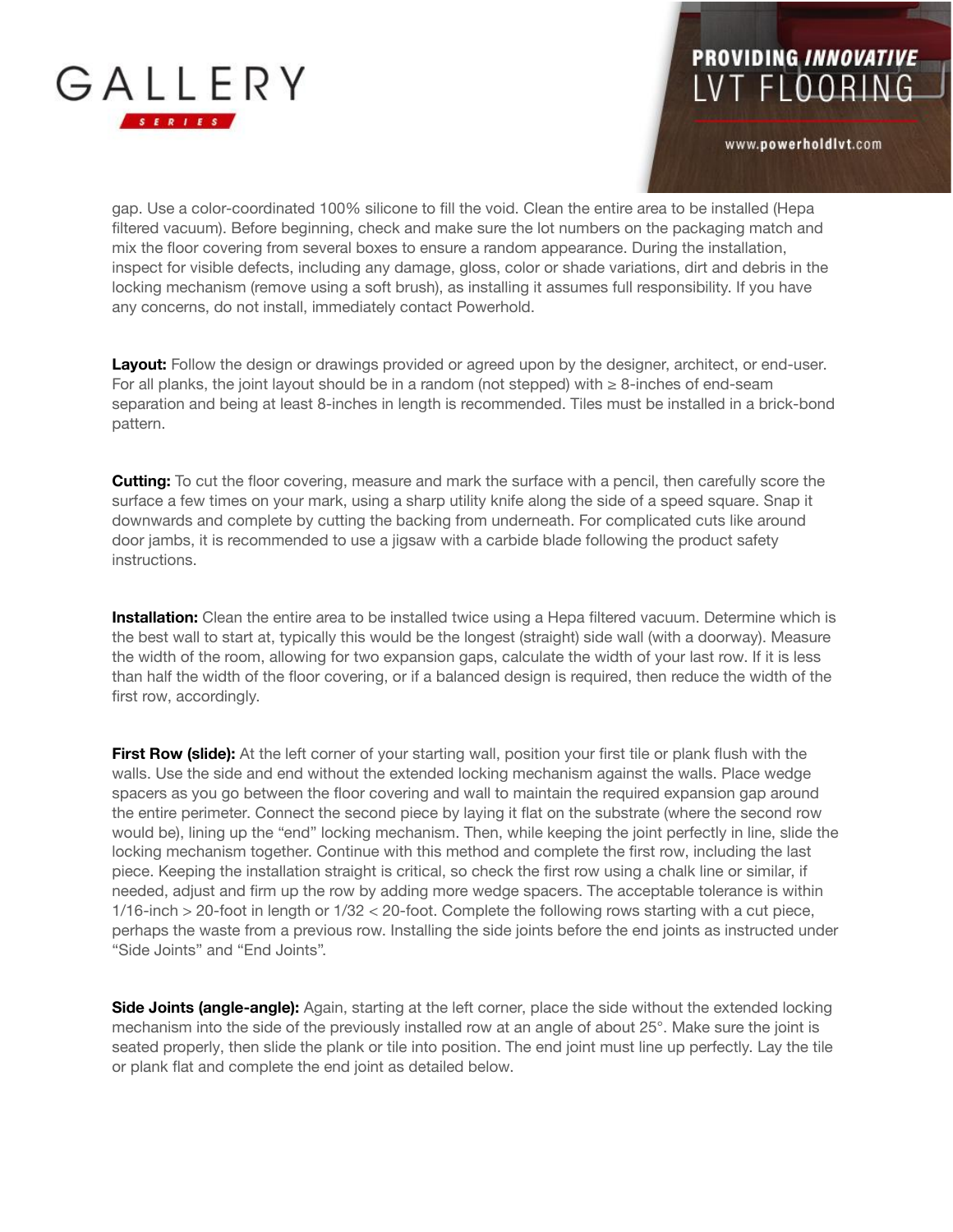gap. Use a color-coordinated 100% silicone to fill the void. Clean the entire area to be installed (Hepa filtered vacuum). Before beginning, check and make sure the lot numbers on the packaging match and mix the floor covering from several boxes to ensure a random appearance. During the installation, inspect for visible defects, including any damage, gloss, color or shade variations, dirt and debris in the locking mechanism (remove using a soft brush), as installing it assumes full responsibility. If you have any concerns, do not install, immediately contact Powerhold.

**Layout:** Follow the design or drawings provided or agreed upon by the designer, architect, or end-user. For all planks, the joint layout should be in a random (not stepped) with ≥ 8-inches of end-seam separation and being at least 8-inches in length is recommended. Tiles must be installed in a brick-bond pattern.

**Cutting:** To cut the floor covering, measure and mark the surface with a pencil, then carefully score the surface a few times on your mark, using a sharp utility knife along the side of a speed square. Snap it downwards and complete by cutting the backing from underneath. For complicated cuts like around door jambs, it is recommended to use a jigsaw with a carbide blade following the product safety instructions.

**Installation:** Clean the entire area to be installed twice using a Hepa filtered vacuum. Determine which is the best wall to start at, typically this would be the longest (straight) side wall (with a doorway). Measure the width of the room, allowing for two expansion gaps, calculate the width of your last row. If it is less than half the width of the floor covering, or if a balanced design is required, then reduce the width of the first row, accordingly.

**First Row (slide):** At the left corner of your starting wall, position your first tile or plank flush with the walls. Use the side and end without the extended locking mechanism against the walls. Place wedge spacers as you go between the floor covering and wall to maintain the required expansion gap around the entire perimeter. Connect the second piece by laying it flat on the substrate (where the second row would be), lining up the "end" locking mechanism. Then, while keeping the joint perfectly in line, slide the locking mechanism together. Continue with this method and complete the first row, including the last piece. Keeping the installation straight is critical, so check the first row using a chalk line or similar, if needed, adjust and firm up the row by adding more wedge spacers. The acceptable tolerance is within 1/16-inch > 20-foot in length or 1/32 < 20-foot. Complete the following rows starting with a cut piece, perhaps the waste from a previous row. Installing the side joints before the end joints as instructed under "Side Joints" and "End Joints".

**Side Joints (angle-angle):** Again, starting at the left corner, place the side without the extended locking mechanism into the side of the previously installed row at an angle of about 25°. Make sure the joint is seated properly, then slide the plank or tile into position. The end joint must line up perfectly. Lay the tile or plank flat and complete the end joint as detailed below.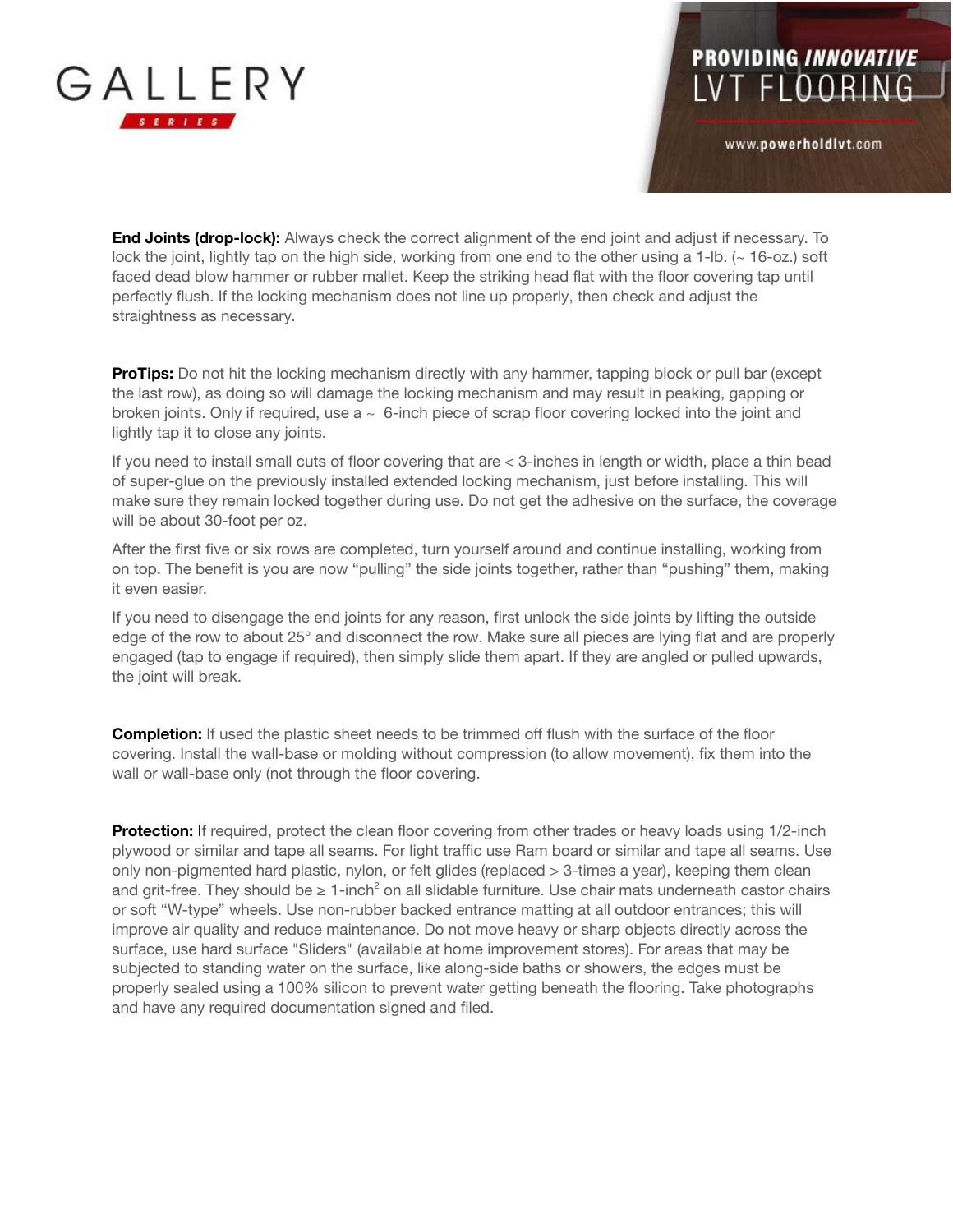**End Joints (drop-lock):** Always check the correct alignment of the end joint and adjust if necessary. To lock the joint, lightly tap on the high side, working from one end to the other using a 1-lb. (~ 16-oz.) soft faced dead blow hammer or rubber mallet. Keep the striking head flat with the floor covering tap until perfectly flush. If the locking mechanism does not line up properly, then check and adjust the straightness as necessary.

**ProTips:** Do not hit the locking mechanism directly with any hammer, tapping block or pull bar (except the last row), as doing so will damage the locking mechanism and may result in peaking, gapping or broken joints. Only if required, use a ~ 6-inch piece of scrap floor covering locked into the joint and lightly tap it to close any joints.

If you need to install small cuts of floor covering that are < 3-inches in length or width, place a thin bead of super-glue on the previously installed extended locking mechanism, just before installing. This will make sure they remain locked together during use. Do not get the adhesive on the surface, the coverage will be about 30-foot per oz.

After the first five or six rows are completed, turn yourself around and continue installing, working from on top. The benefit is you are now "pulling" the side joints together, rather than "pushing" them, making it even easier.

If you need to disengage the end joints for any reason, first unlock the side joints by lifting the outside edge of the row to about 25° and disconnect the row. Make sure all pieces are lying flat and are properly engaged (tap to engage if required), then simply slide them apart. If they are angled or pulled upwards, the joint will break.

**Completion:** If used the plastic sheet needs to be trimmed off flush with the surface of the floor covering. Install the wall-base or molding without compression (to allow movement), fix them into the wall or wall-base only (not through the floor covering.

**Protection:** If required, protect the clean floor covering from other trades or heavy loads using 1/2-inch plywood or similar and tape all seams. For light traffic use Ram board or similar and tape all seams. Use only non-pigmented hard plastic, nylon, or felt glides (replaced > 3-times a year), keeping them clean and grit-free. They should be ≥ 1-inch$^2$ on all slidable furniture. Use chair mats underneath castor chairs or soft "W-type" wheels. Use non-rubber backed entrance matting at all outdoor entrances; this will improve air quality and reduce maintenance. Do not move heavy or sharp objects directly across the surface, use hard surface "Sliders" (available at home improvement stores). For areas that may be subjected to standing water on the surface, like along-side baths or showers, the edges must be properly sealed using a 100% silicon to prevent water getting beneath the flooring. Take photographs and have any required documentation signed and filed.